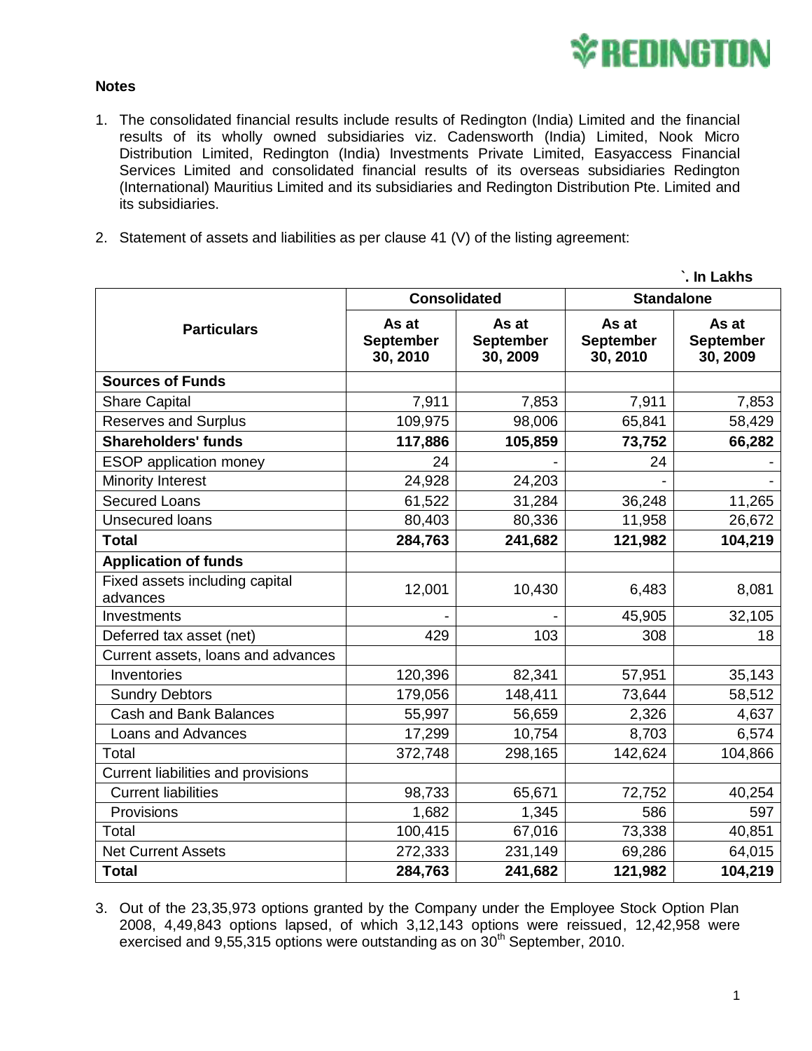**Notes**

1. The consolidated financial results include results of Redington (India) Limited and the financial results of its wholly owned subsidiaries viz. Cadensworth (India) Limited, Nook Micro Distribution Limited, Redington (India) Investments Private Limited, Easyaccess Financial Services Limited and consolidated financial results of its overseas subsidiaries Redington (International) Mauritius Limited and its subsidiaries and Redington Distribution Pte. Limited and its subsidiaries.

2. Statement of assets and liabilities as per clause 41 (V) of the listing agreement:

`. In Lakhs

| Particulars | Consolidated | | Standalone | |
|---|---|---|---|---|
| | As at September 30, 2010 | As at September 30, 2009 | As at September 30, 2010 | As at September 30, 2009 |
| **Sources of Funds** | | | | |
| Share Capital | 7,911 | 7,853 | 7,911 | 7,853 |
| Reserves and Surplus | 109,975 | 98,006 | 65,841 | 58,429 |
| **Shareholders' funds** | **117,886** | **105,859** | **73,752** | **66,282** |
| ESOP application money | 24 | - | 24 | - |
| Minority Interest | 24,928 | 24,203 | - | - |
| Secured Loans | 61,522 | 31,284 | 36,248 | 11,265 |
| Unsecured loans | 80,403 | 80,336 | 11,958 | 26,672 |
| **Total** | **284,763** | **241,682** | **121,982** | **104,219** |
| **Application of funds** | | | | |
| Fixed assets including capital advances | 12,001 | 10,430 | 6,483 | 8,081 |
| Investments | - | - | 45,905 | 32,105 |
| Deferred tax asset (net) | 429 | 103 | 308 | 18 |
| Current assets, loans and advances | | | | |
| Inventories | 120,396 | 82,341 | 57,951 | 35,143 |
| Sundry Debtors | 179,056 | 148,411 | 73,644 | 58,512 |
| Cash and Bank Balances | 55,997 | 56,659 | 2,326 | 4,637 |
| Loans and Advances | 17,299 | 10,754 | 8,703 | 6,574 |
| Total | 372,748 | 298,165 | 142,624 | 104,866 |
| Current liabilities and provisions | | | | |
| Current liabilities | 98,733 | 65,671 | 72,752 | 40,254 |
| Provisions | 1,682 | 1,345 | 586 | 597 |
| Total | 100,415 | 67,016 | 73,338 | 40,851 |
| Net Current Assets | 272,333 | 231,149 | 69,286 | 64,015 |
| **Total** | **284,763** | **241,682** | **121,982** | **104,219** |

3. Out of the 23,35,973 options granted by the Company under the Employee Stock Option Plan 2008, 4,49,843 options lapsed, of which 3,12,143 options were reissued, 12,42,958 were exercised and 9,55,315 options were outstanding as on 30th September, 2010.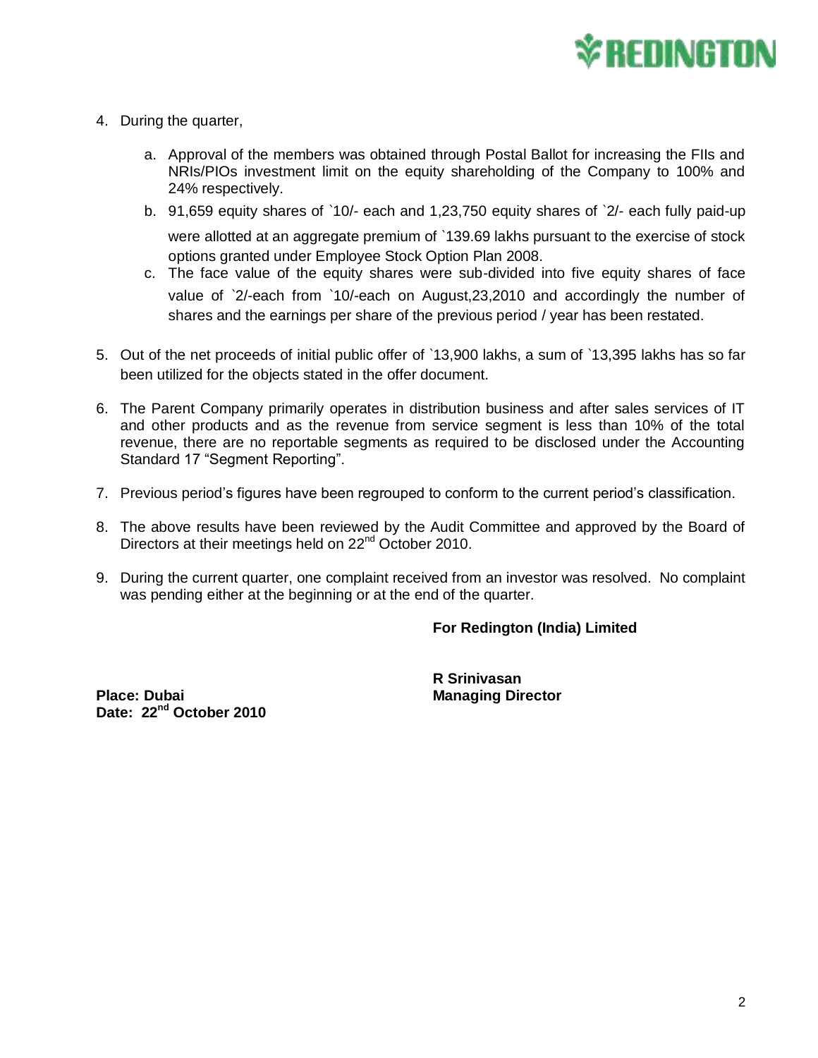4. During the quarter,

   a. Approval of the members was obtained through Postal Ballot for increasing the FIIs and NRIs/PIOs investment limit on the equity shareholding of the Company to 100% and 24% respectively.

   b. 91,659 equity shares of `10/- each and 1,23,750 equity shares of `2/- each fully paid-up were allotted at an aggregate premium of `139.69 lakhs pursuant to the exercise of stock options granted under Employee Stock Option Plan 2008.

   c. The face value of the equity shares were sub-divided into five equity shares of face value of `2/-each from `10/-each on August,23,2010 and accordingly the number of shares and the earnings per share of the previous period / year has been restated.

5. Out of the net proceeds of initial public offer of `13,900 lakhs, a sum of `13,395 lakhs has so far been utilized for the objects stated in the offer document.

6. The Parent Company primarily operates in distribution business and after sales services of IT and other products and as the revenue from service segment is less than 10% of the total revenue, there are no reportable segments as required to be disclosed under the Accounting Standard 17 "Segment Reporting".

7. Previous period's figures have been regrouped to conform to the current period's classification.

8. The above results have been reviewed by the Audit Committee and approved by the Board of Directors at their meetings held on 22nd October 2010.

9. During the current quarter, one complaint received from an investor was resolved. No complaint was pending either at the beginning or at the end of the quarter.

**For Redington (India) Limited**

**R Srinivasan**
**Managing Director**

**Place: Dubai**
**Date: 22nd October 2010**